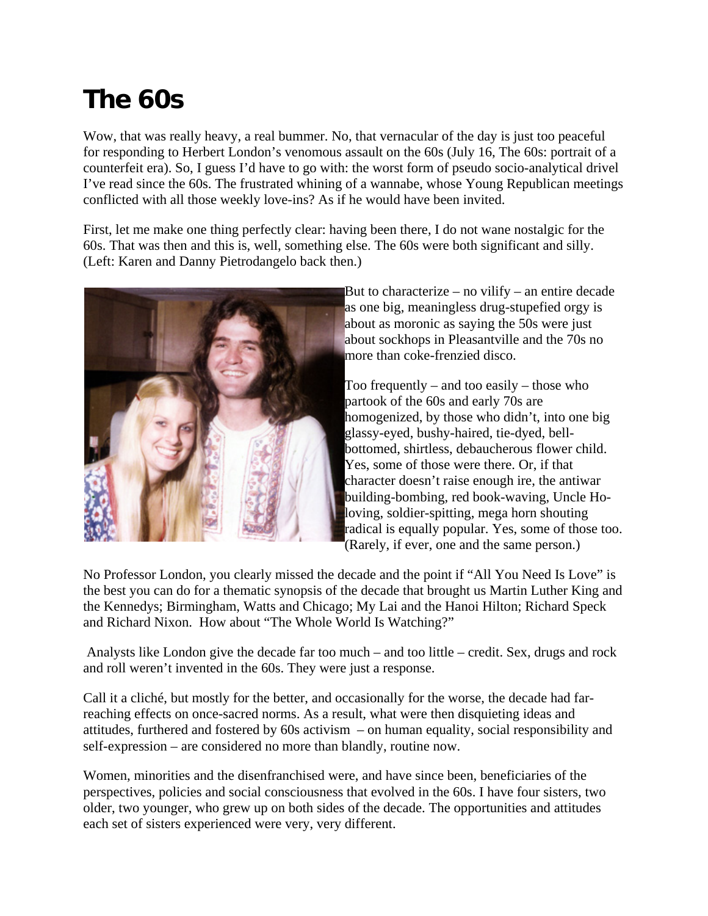# The 60s

Wow, that was really heavy, a real bummer. No, that vernacular of the day is just too peaceful for responding to Herbert London's venomous assault on the 60s (July 16, The 60s: portrait of a counterfeit era). So, I guess I'd have to go with: the worst form of pseudo socio-analytical drivel I've read since the 60s. The frustrated whining of a wannabe, whose Young Republican meetings conflicted with all those weekly love-ins? As if he would have been invited.

First, let me make one thing perfectly clear: having been there, I do not wane nostalgic for the 60s. That was then and this is, well, something else. The 60s were both significant and silly. (Left: Karen and Danny Pietrodangelo back then.)

But to characterize – no vilify – an entire decade as one big, meaningless drug-stupefied orgy is about as moronic as saying the 50s were just about sockhops in Pleasantville and the 70s no more than coke-frenzied disco.

Too frequently – and too easily – those who partook of the 60s and early 70s are homogenized, by those who didn't, into one big glassy-eyed, bushy-haired, tie-dyed, bell-bottomed, shirtless, debaucherous flower child. Yes, some of those were there. Or, if that character doesn't raise enough ire, the antiwar building-bombing, red book-waving, Uncle Ho-loving, soldier-spitting, mega horn shouting radical is equally popular. Yes, some of those too. (Rarely, if ever, one and the same person.)

No Professor London, you clearly missed the decade and the point if "All You Need Is Love" is the best you can do for a thematic synopsis of the decade that brought us Martin Luther King and the Kennedys; Birmingham, Watts and Chicago; My Lai and the Hanoi Hilton; Richard Speck and Richard Nixon. How about "The Whole World Is Watching?"

Analysts like London give the decade far too much – and too little – credit. Sex, drugs and rock and roll weren't invented in the 60s. They were just a response.

Call it a cliché, but mostly for the better, and occasionally for the worse, the decade had far-reaching effects on once-sacred norms. As a result, what were then disquieting ideas and attitudes, furthered and fostered by 60s activism – on human equality, social responsibility and self-expression – are considered no more than blandly, routine now.

Women, minorities and the disenfranchised were, and have since been, beneficiaries of the perspectives, policies and social consciousness that evolved in the 60s. I have four sisters, two older, two younger, who grew up on both sides of the decade. The opportunities and attitudes each set of sisters experienced were very, very different.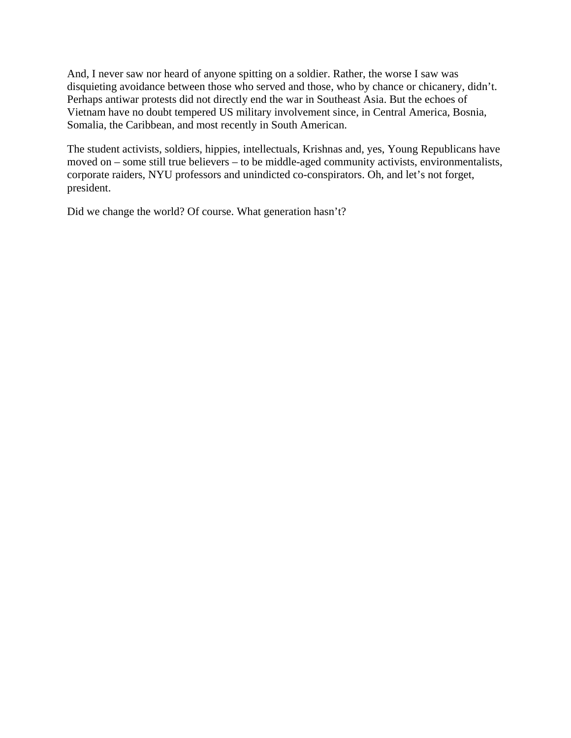And, I never saw nor heard of anyone spitting on a soldier. Rather, the worse I saw was disquieting avoidance between those who served and those, who by chance or chicanery, didn't. Perhaps antiwar protests did not directly end the war in Southeast Asia. But the echoes of Vietnam have no doubt tempered US military involvement since, in Central America, Bosnia, Somalia, the Caribbean, and most recently in South American.

The student activists, soldiers, hippies, intellectuals, Krishnas and, yes, Young Republicans have moved on – some still true believers – to be middle-aged community activists, environmentalists, corporate raiders, NYU professors and unindicted co-conspirators. Oh, and let's not forget, president.

Did we change the world? Of course. What generation hasn't?